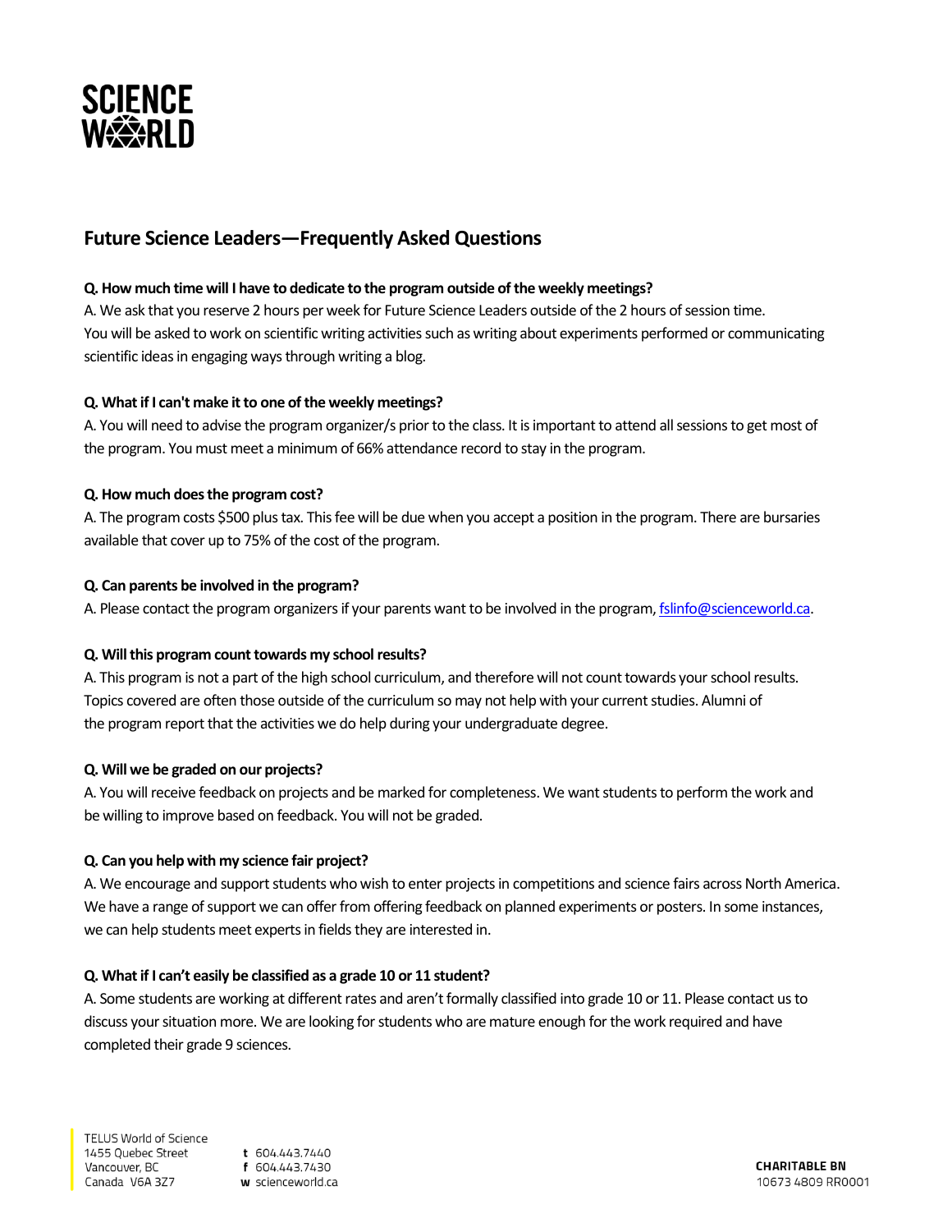# Future Science Leaders—Frequently Asked Questions

**Q. How much time will I have to dedicate to the program outside of the weekly meetings?**

A. We ask that you reserve 2 hours per week for Future Science Leaders outside of the 2 hours of session time. You will be asked to work on scientific writing activities such as writing about experiments performed or communicating scientific ideas in engaging ways through writing a blog.

**Q. What if I can't make it to one of the weekly meetings?**

A. You will need to advise the program organizer/s prior to the class. It is important to attend all sessions to get most of the program. You must meet a minimum of 66% attendance record to stay in the program.

**Q. How much does the program cost?**

A. The program costs $500 plus tax. This fee will be due when you accept a position in the program. There are bursaries available that cover up to 75% of the cost of the program.

**Q. Can parents be involved in the program?**

A. Please contact the program organizers if your parents want to be involved in the program, fslinfo@scienceworld.ca.

**Q. Will this program count towards my school results?**

A. This program is not a part of the high school curriculum, and therefore will not count towards your school results. Topics covered are often those outside of the curriculum so may not help with your current studies. Alumni of the program report that the activities we do help during your undergraduate degree.

**Q. Will we be graded on our projects?**

A. You will receive feedback on projects and be marked for completeness. We want students to perform the work and be willing to improve based on feedback. You will not be graded.

**Q. Can you help with my science fair project?**

A. We encourage and support students who wish to enter projects in competitions and science fairs across North America. We have a range of support we can offer from offering feedback on planned experiments or posters. In some instances, we can help students meet experts in fields they are interested in.

**Q. What if I can't easily be classified as a grade 10 or 11 student?**

A. Some students are working at different rates and aren't formally classified into grade 10 or 11. Please contact us to discuss your situation more. We are looking for students who are mature enough for the work required and have completed their grade 9 sciences.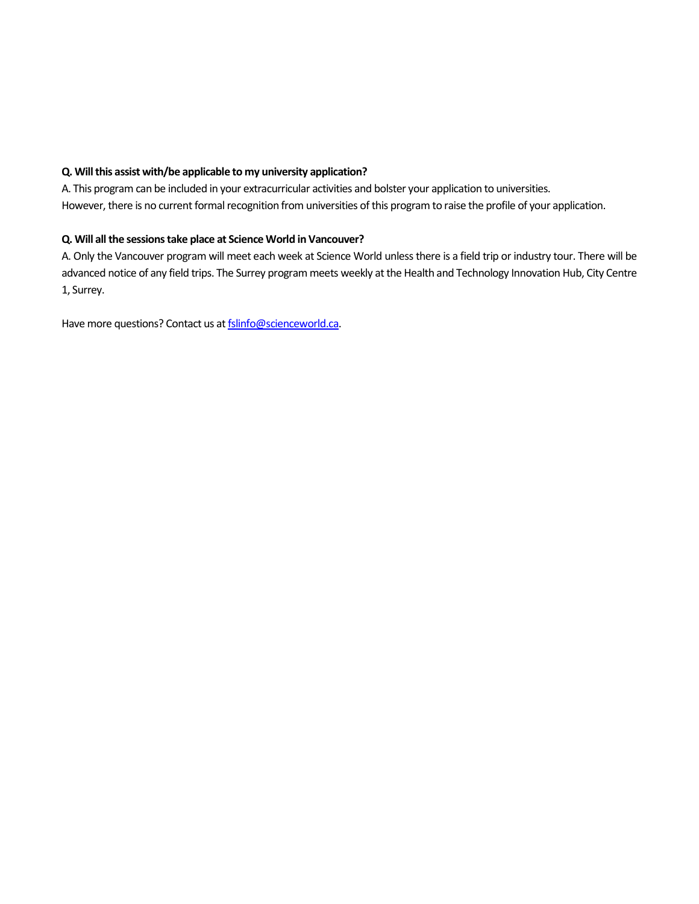**Q. Will this assist with/be applicable to my university application?**

A. This program can be included in your extracurricular activities and bolster your application to universities. However, there is no current formal recognition from universities of this program to raise the profile of your application.

**Q. Will all the sessions take place at Science World in Vancouver?**

A. Only the Vancouver program will meet each week at Science World unless there is a field trip or industry tour. There will be advanced notice of any field trips. The Surrey program meets weekly at the Health and Technology Innovation Hub, City Centre 1, Surrey.

Have more questions? Contact us at [fslinfo@scienceworld.ca](mailto:fslinfo@scienceworld.ca).